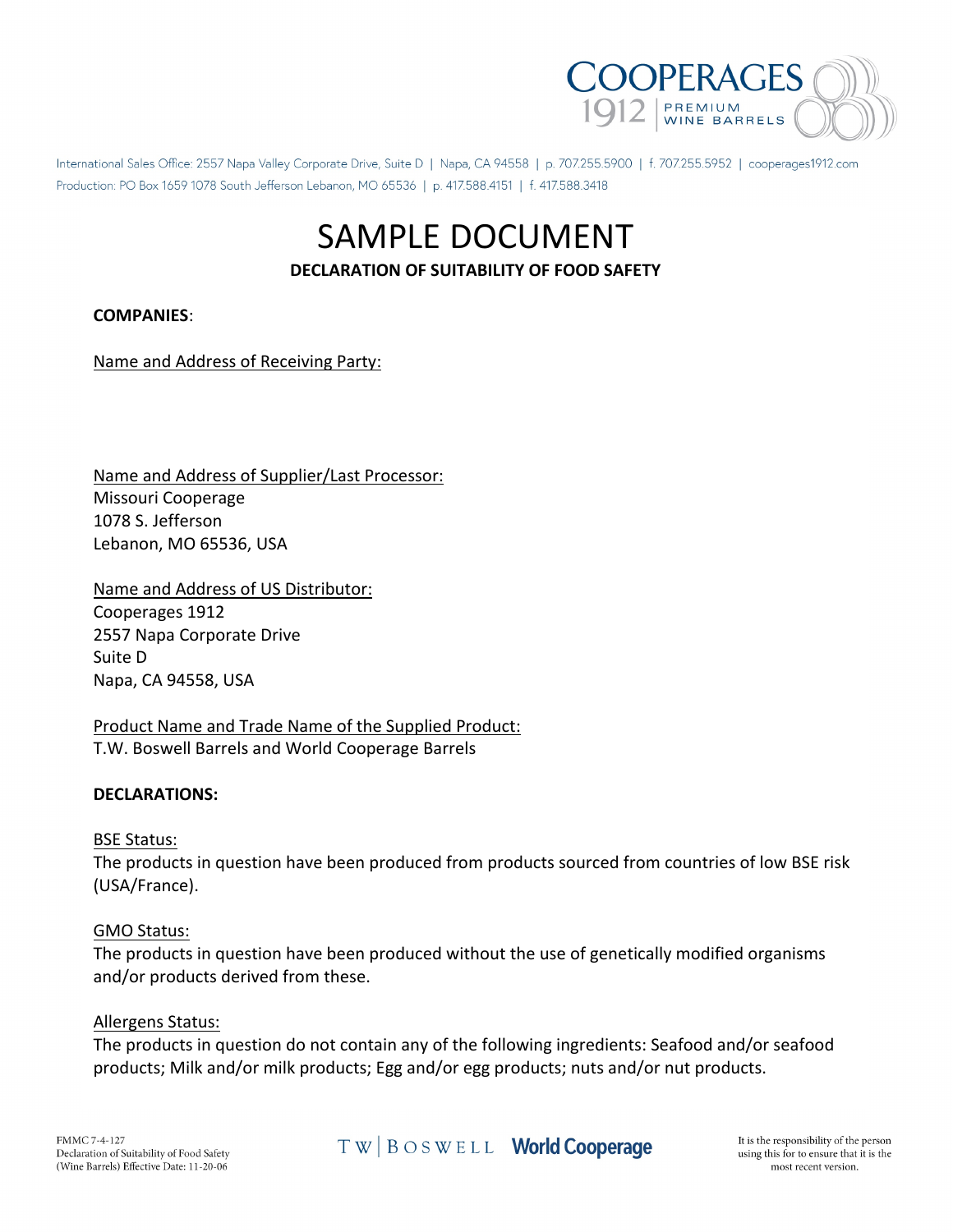International Sales Office: 2557 Napa Valley Corporate Drive, Suite D | Napa, CA 94558 | p. 707.255.5900 | f. 707.255.5952 | cooperages1912.com
Production: PO Box 1659 1078 South Jefferson Lebanon, MO 65536 | p. 417.588.4151 | f. 417.588.3418

# SAMPLE DOCUMENT

## DECLARATION OF SUITABILITY OF FOOD SAFETY

**COMPANIES**:

Name and Address of Receiving Party:

Name and Address of Supplier/Last Processor:
Missouri Cooperage
1078 S. Jefferson
Lebanon, MO 65536, USA

Name and Address of US Distributor:
Cooperages 1912
2557 Napa Corporate Drive
Suite D
Napa, CA 94558, USA

Product Name and Trade Name of the Supplied Product:
T.W. Boswell Barrels and World Cooperage Barrels

**DECLARATIONS:**

BSE Status:
The products in question have been produced from products sourced from countries of low BSE risk (USA/France).

GMO Status:
The products in question have been produced without the use of genetically modified organisms and/or products derived from these.

Allergens Status:
The products in question do not contain any of the following ingredients: Seafood and/or seafood products; Milk and/or milk products; Egg and/or egg products; nuts and/or nut products.

FMMC 7-4-127
Declaration of Suitability of Food Safety
(Wine Barrels) Effective Date: 11-20-06

It is the responsibility of the person using this for to ensure that it is the most recent version.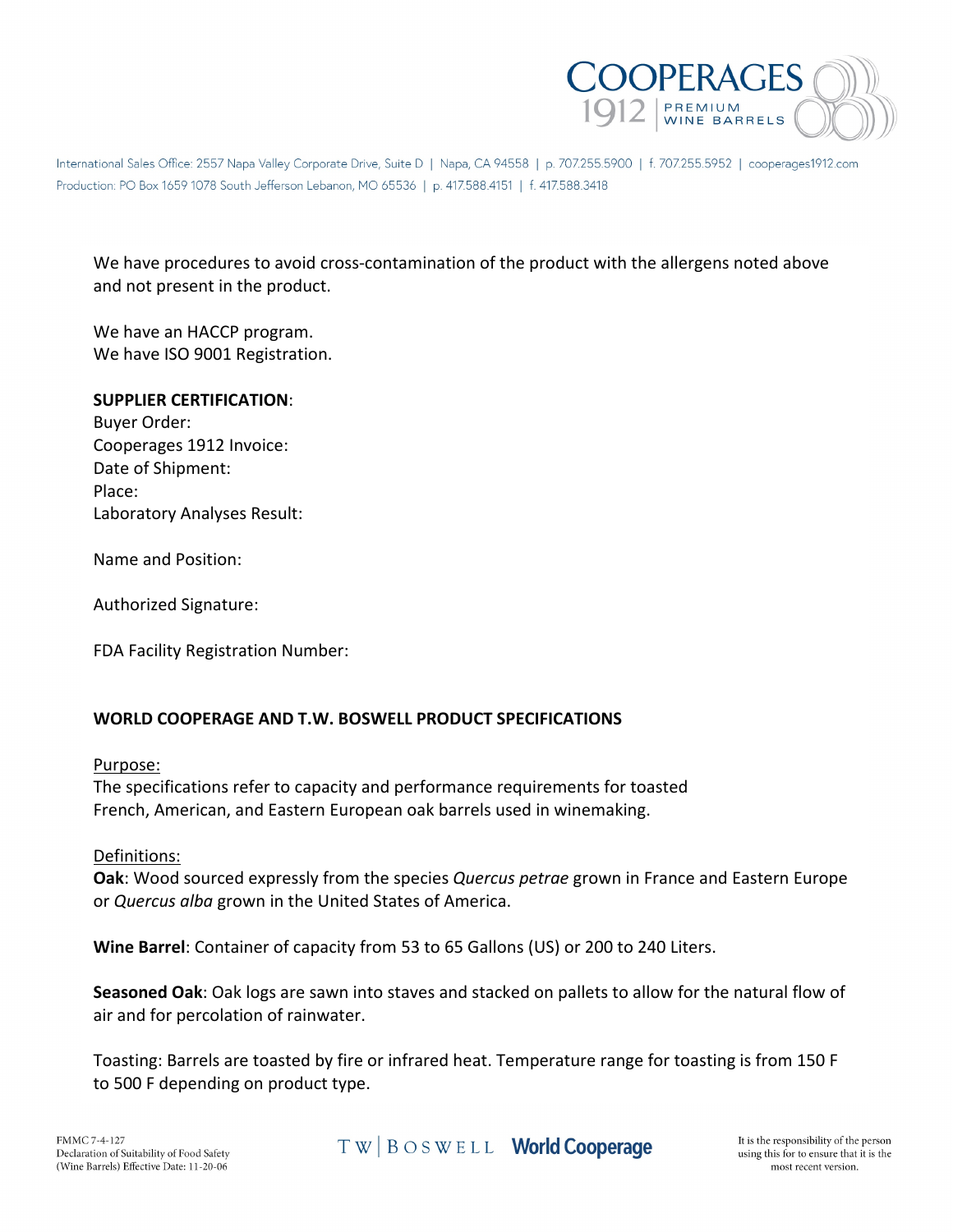We have procedures to avoid cross-contamination of the product with the allergens noted above and not present in the product.

We have an HACCP program.
We have ISO 9001 Registration.

**SUPPLIER CERTIFICATION**:
Buyer Order:
Cooperages 1912 Invoice:
Date of Shipment:
Place:
Laboratory Analyses Result:

Name and Position:

Authorized Signature:

FDA Facility Registration Number:

**WORLD COOPERAGE AND T.W. BOSWELL PRODUCT SPECIFICATIONS**

Purpose:
The specifications refer to capacity and performance requirements for toasted French, American, and Eastern European oak barrels used in winemaking.

Definitions:
**Oak**: Wood sourced expressly from the species *Quercus petrae* grown in France and Eastern Europe or *Quercus alba* grown in the United States of America.

**Wine Barrel**: Container of capacity from 53 to 65 Gallons (US) or 200 to 240 Liters.

**Seasoned Oak**: Oak logs are sawn into staves and stacked on pallets to allow for the natural flow of air and for percolation of rainwater.

Toasting: Barrels are toasted by fire or infrared heat. Temperature range for toasting is from 150 F to 500 F depending on product type.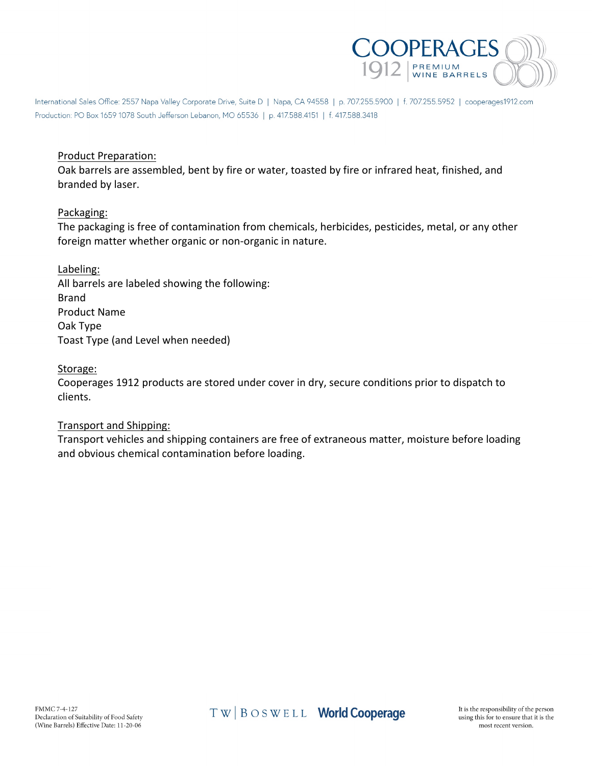## Product Preparation:

Oak barrels are assembled, bent by fire or water, toasted by fire or infrared heat, finished, and branded by laser.

## Packaging:

The packaging is free of contamination from chemicals, herbicides, pesticides, metal, or any other foreign matter whether organic or non-organic in nature.

## Labeling:

All barrels are labeled showing the following:

Brand

Product Name

Oak Type

Toast Type (and Level when needed)

## Storage:

Cooperages 1912 products are stored under cover in dry, secure conditions prior to dispatch to clients.

## Transport and Shipping:

Transport vehicles and shipping containers are free of extraneous matter, moisture before loading and obvious chemical contamination before loading.